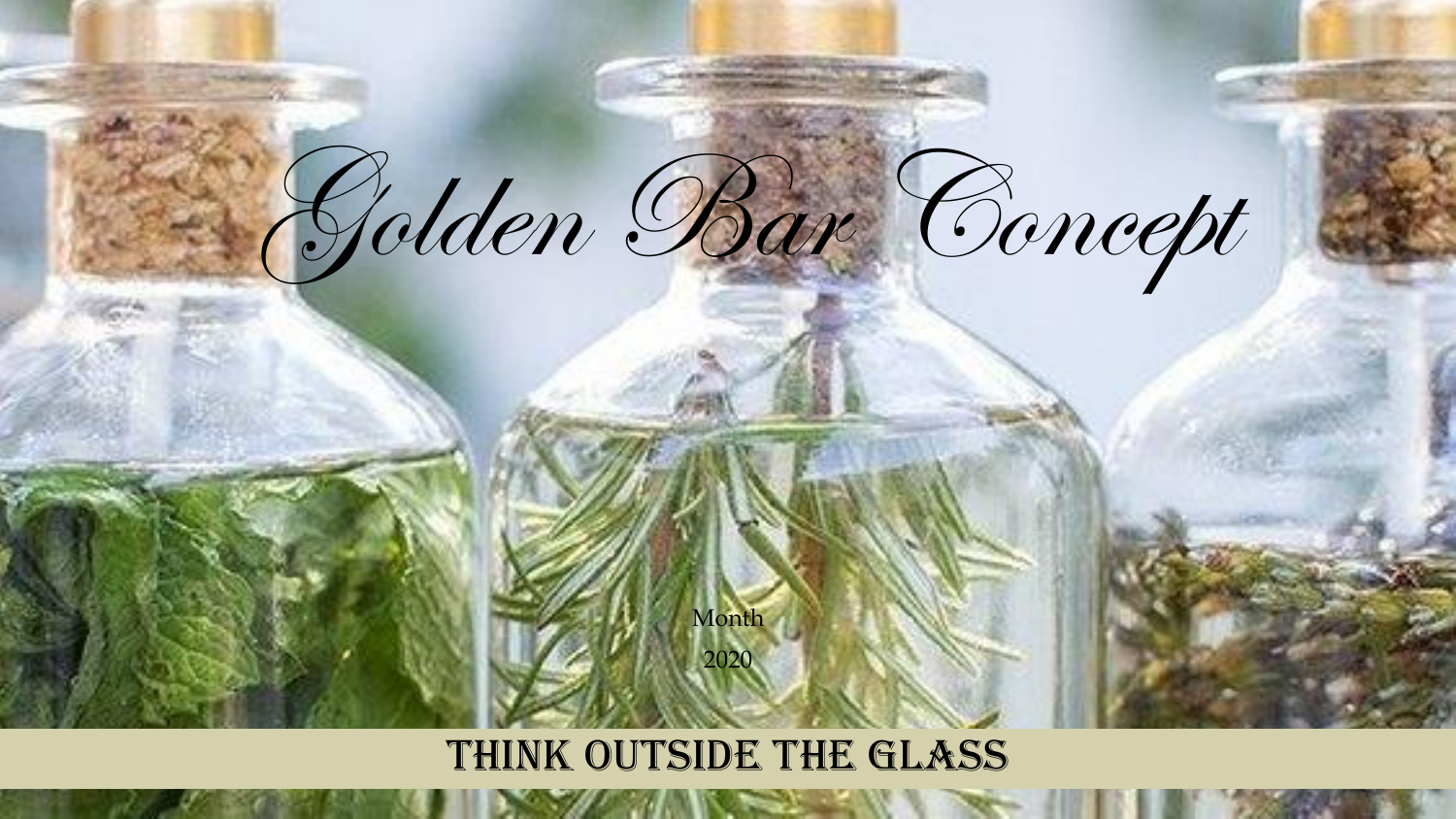# Golden Bar Concept

Month

2020

THINK OUTSIDE THE GLASS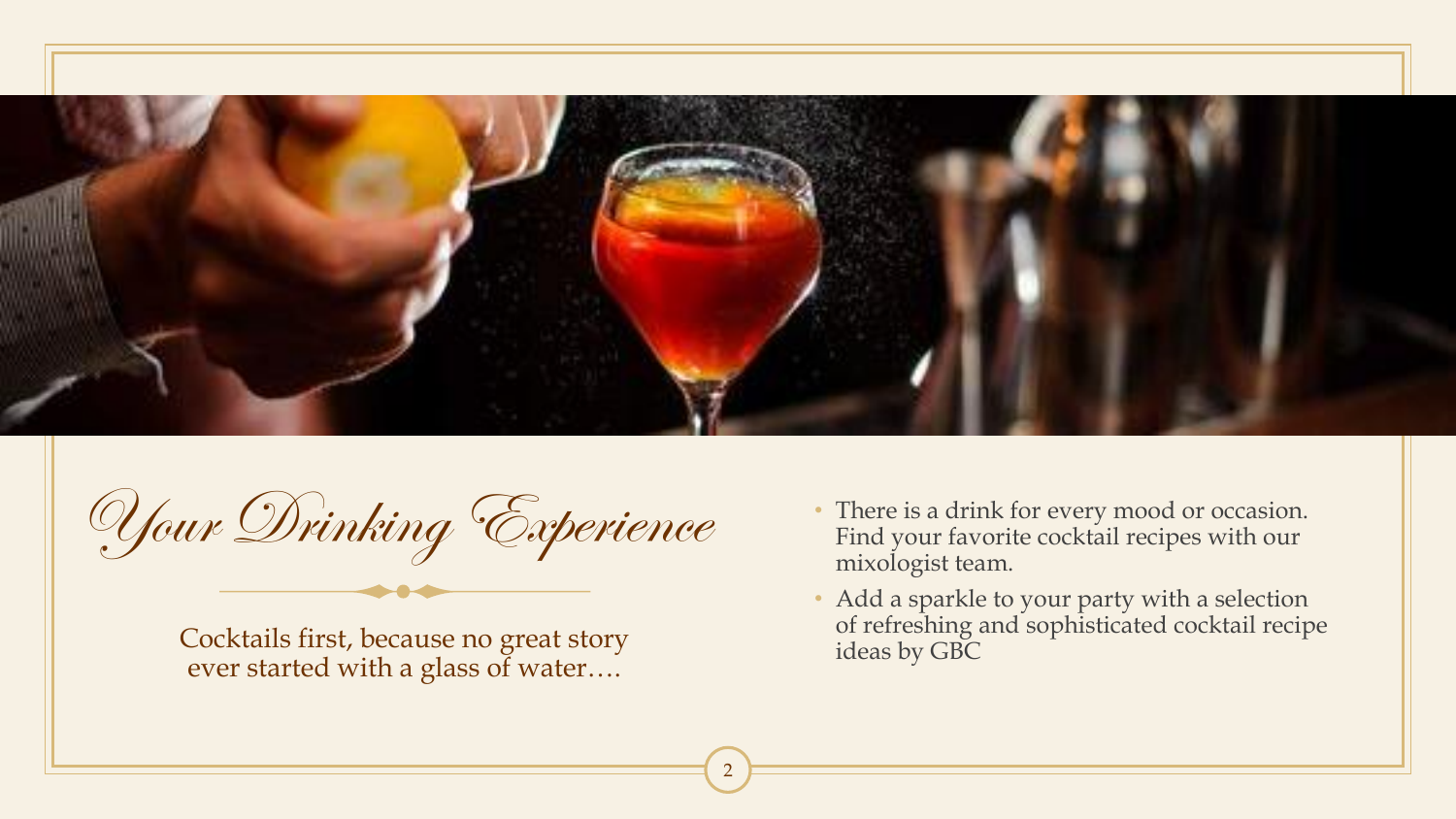# Your Drinking Experience

Cocktails first, because no great story ever started with a glass of water….

- There is a drink for every mood or occasion. Find your favorite cocktail recipes with our mixologist team.
- Add a sparkle to your party with a selection of refreshing and sophisticated cocktail recipe ideas by GBC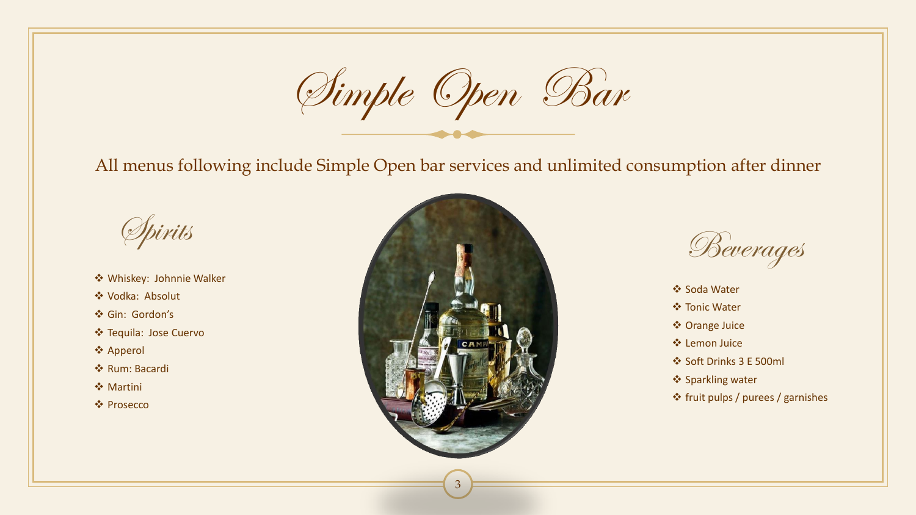# Simple Open Bar

All menus following include Simple Open bar services and unlimited consumption after dinner

## Spirits

- Whiskey: Johnnie Walker
- Vodka: Absolut
- Gin: Gordon's
- Tequila: Jose Cuervo
- Apperol
- Rum: Bacardi
- Martini
- Prosecco

## Beverages

- Soda Water
- Tonic Water
- Orange Juice
- Lemon Juice
- Soft Drinks 3 E 500ml
- Sparkling water
- fruit pulps / purees / garnishes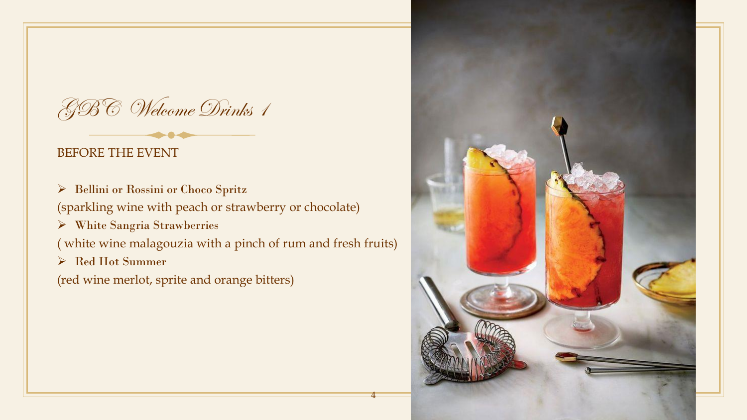# GBC Welcome Drinks 1

BEFORE THE EVENT

- **Bellini or Rossini or Choco Spritz**

(sparkling wine with peach or strawberry or chocolate)

- **White Sangria Strawberries**

( white wine malagouzia with a pinch of rum and fresh fruits)

- **Red Hot Summer**

(red wine merlot, sprite and orange bitters)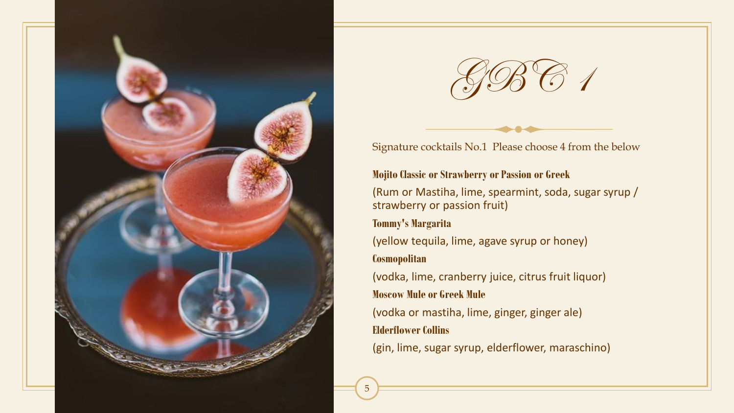# GBC 1

Signature cocktails No.1 Please choose 4 from the below

**Mojito Classic or Strawberry or Passion or Greek**

(Rum or Mastiha, lime, spearmint, soda, sugar syrup / strawberry or passion fruit)

**Tommy's Margarita**

(yellow tequila, lime, agave syrup or honey)

**Cosmopolitan**

(vodka, lime, cranberry juice, citrus fruit liquor)

**Moscow Mule or Greek Mule**

(vodka or mastiha, lime, ginger, ginger ale)

**Elderflower Collins**

(gin, lime, sugar syrup, elderflower, maraschino)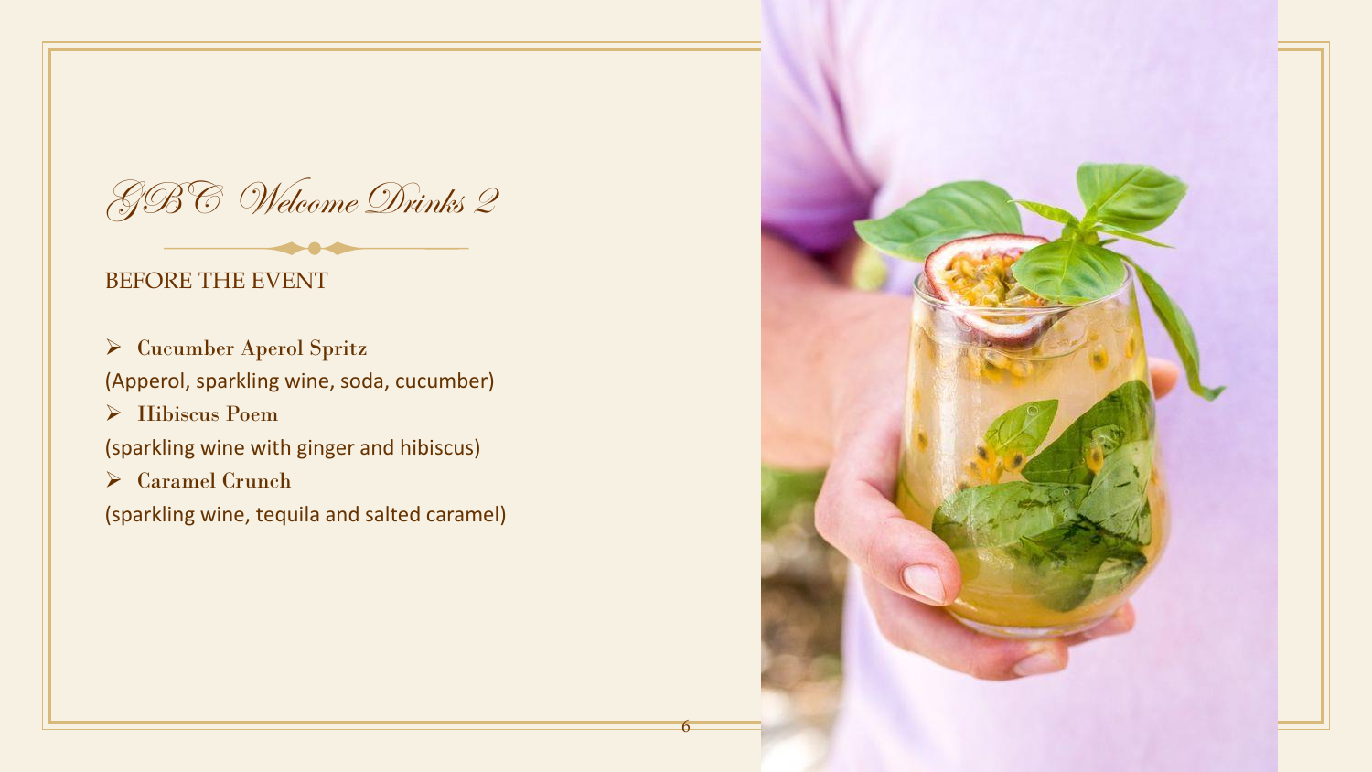# GBC Welcome Drinks 2

## BEFORE THE EVENT

- Cucumber Aperol Spritz

(Apperol, sparkling wine, soda, cucumber)

- Hibiscus Poem

(sparkling wine with ginger and hibiscus)

- Caramel Crunch

(sparkling wine, tequila and salted caramel)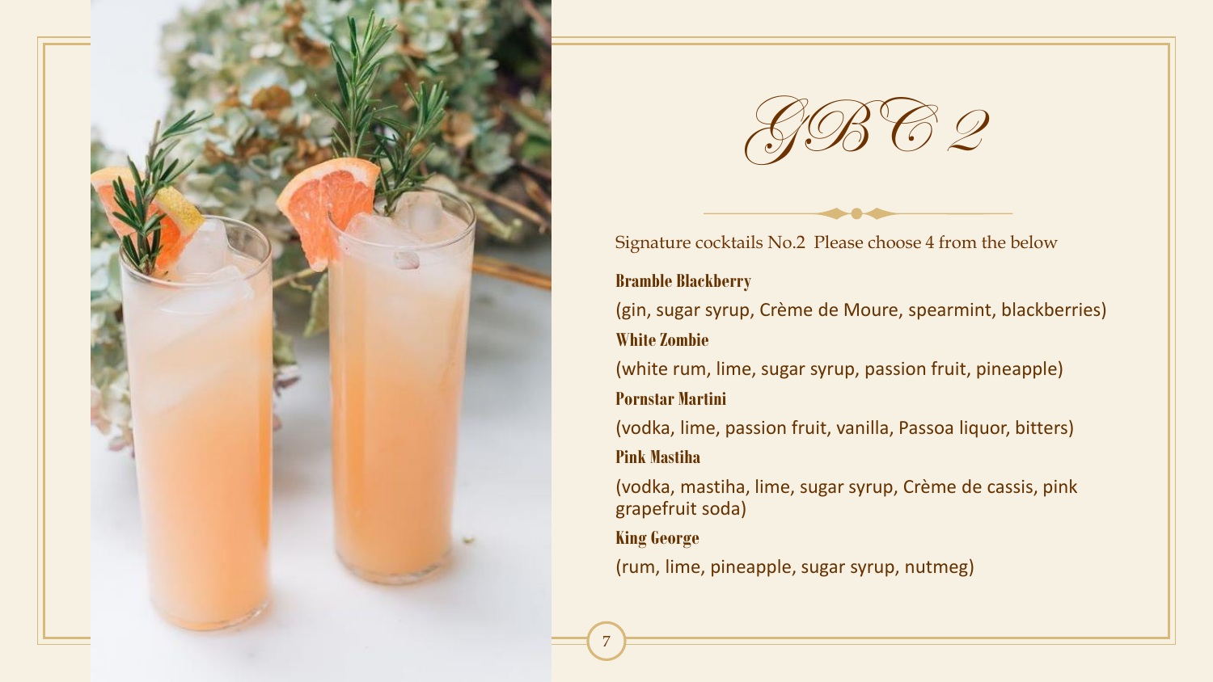# GBC 2

Signature cocktails No.2 Please choose 4 from the below

**Bramble Blackberry**

(gin, sugar syrup, Crème de Moure, spearmint, blackberries)

**White Zombie**

(white rum, lime, sugar syrup, passion fruit, pineapple)

**Pornstar Martini**

(vodka, lime, passion fruit, vanilla, Passoa liquor, bitters)

**Pink Mastiha**

(vodka, mastiha, lime, sugar syrup, Crème de cassis, pink grapefruit soda)

**King George**

(rum, lime, pineapple, sugar syrup, nutmeg)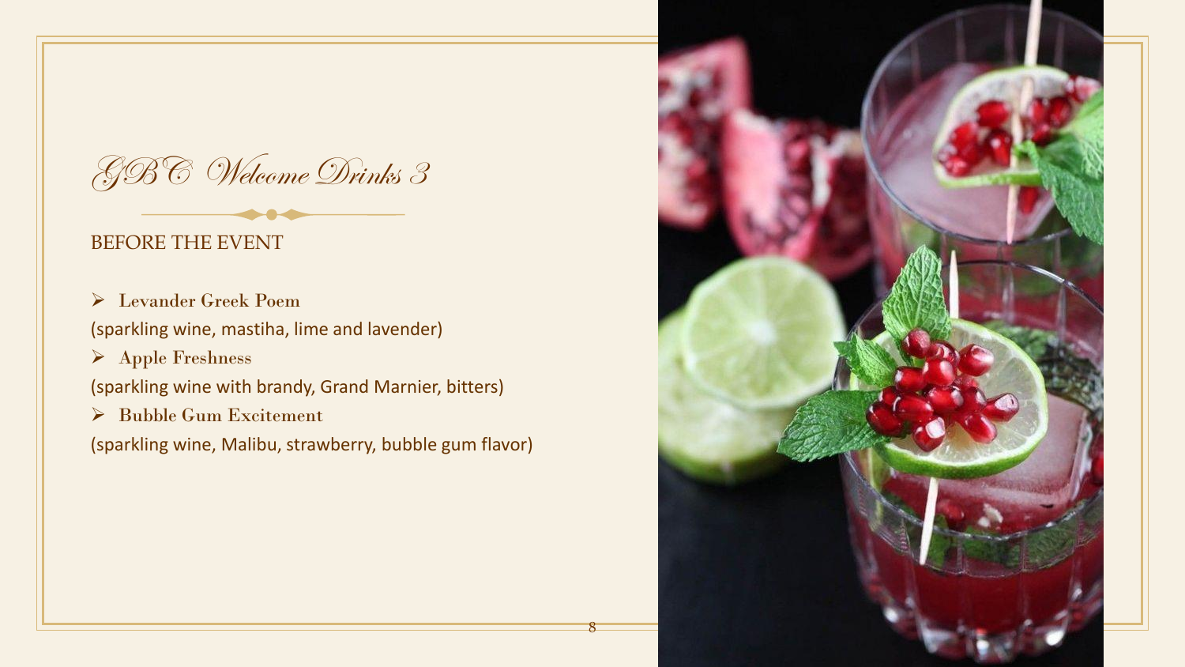# GBC Welcome Drinks 3

BEFORE THE EVENT

- Levander Greek Poem

(sparkling wine, mastiha, lime and lavender)

- Apple Freshness

(sparkling wine with brandy, Grand Marnier, bitters)

- Bubble Gum Excitement

(sparkling wine, Malibu, strawberry, bubble gum flavor)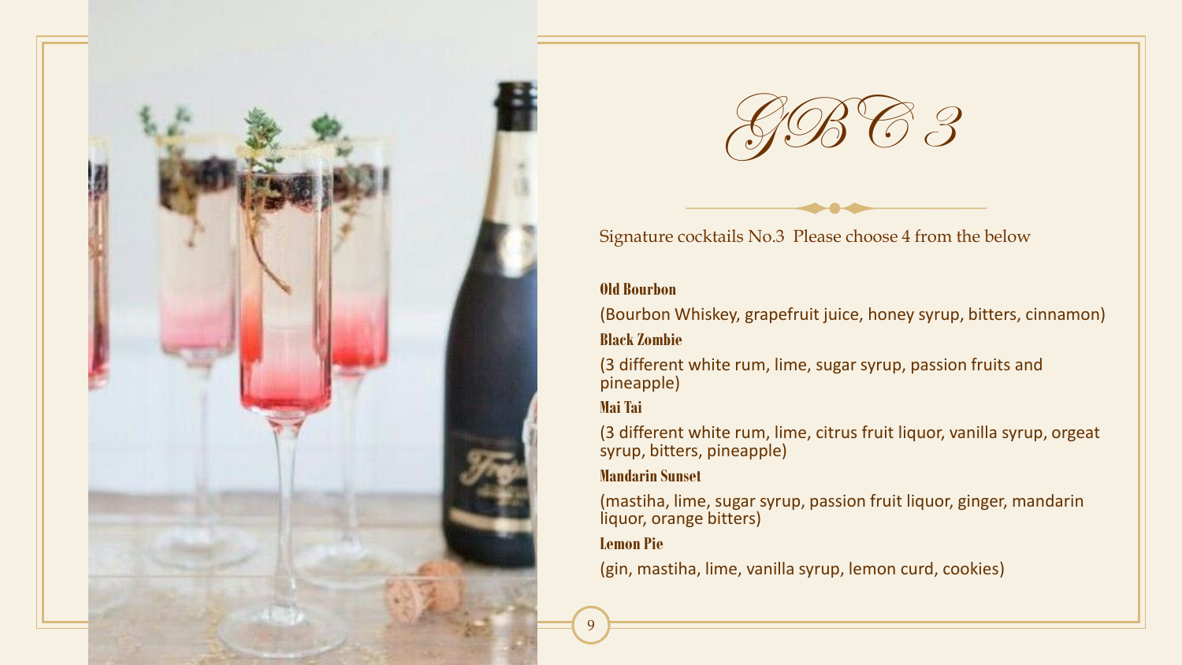# GBC 3

Signature cocktails No.3 Please choose 4 from the below

**Old Bourbon**

(Bourbon Whiskey, grapefruit juice, honey syrup, bitters, cinnamon)

**Black Zombie**

(3 different white rum, lime, sugar syrup, passion fruits and pineapple)

**Mai Tai**

(3 different white rum, lime, citrus fruit liquor, vanilla syrup, orgeat syrup, bitters, pineapple)

**Mandarin Sunset**

(mastiha, lime, sugar syrup, passion fruit liquor, ginger, mandarin liquor, orange bitters)

**Lemon Pie**

(gin, mastiha, lime, vanilla syrup, lemon curd, cookies)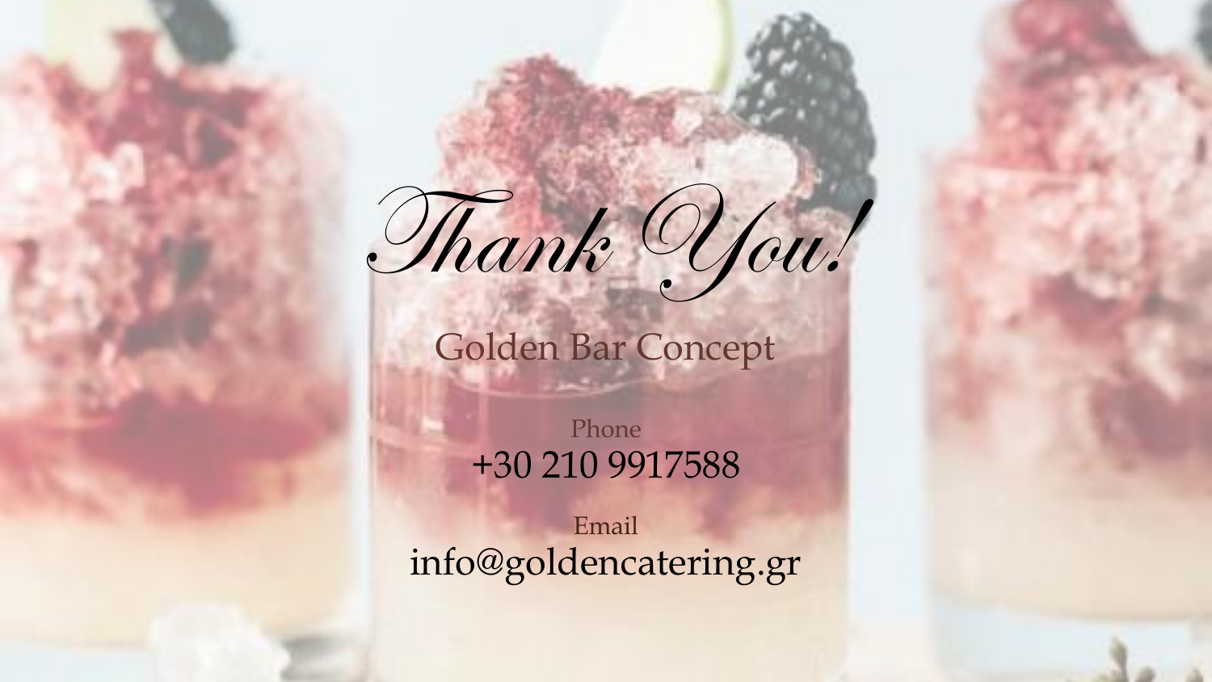# *Thank You!*

Golden Bar Concept

Phone
+30 210 9917588

Email
info@goldencatering.gr